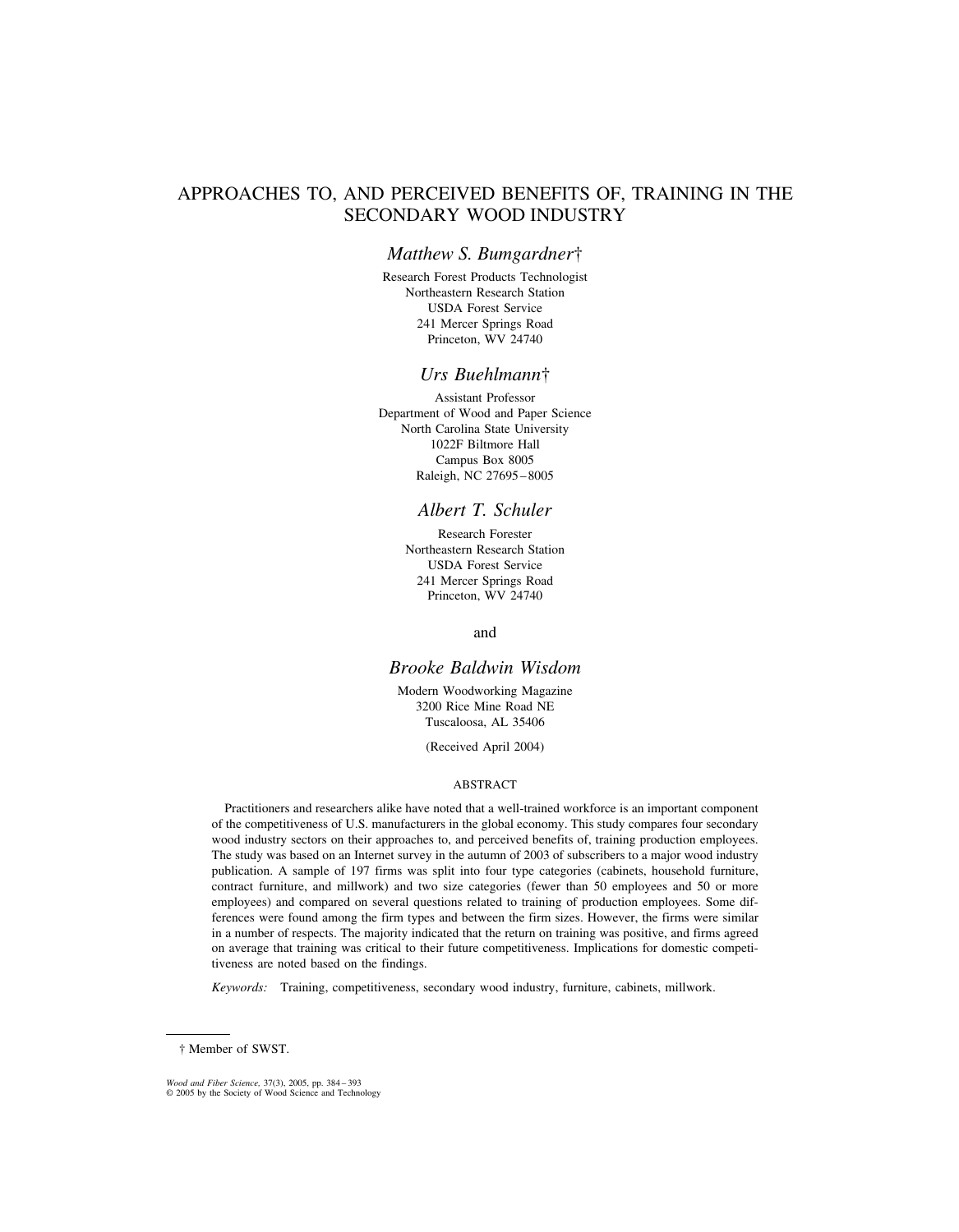# APPROACHES TO, AND PERCEIVED BENEFITS OF, TRAINING IN THE SECONDARY WOOD INDUSTRY

*Matthew S. Bumgardner*†

Research Forest Products Technologist
Northeastern Research Station
USDA Forest Service
241 Mercer Springs Road
Princeton, WV 24740

*Urs Buehlmann*†

Assistant Professor
Department of Wood and Paper Science
North Carolina State University
1022F Biltmore Hall
Campus Box 8005
Raleigh, NC 27695–8005

*Albert T. Schuler*

Research Forester
Northeastern Research Station
USDA Forest Service
241 Mercer Springs Road
Princeton, WV 24740

and

*Brooke Baldwin Wisdom*

Modern Woodworking Magazine
3200 Rice Mine Road NE
Tuscaloosa, AL 35406

(Received April 2004)

## ABSTRACT

Practitioners and researchers alike have noted that a well-trained workforce is an important component of the competitiveness of U.S. manufacturers in the global economy. This study compares four secondary wood industry sectors on their approaches to, and perceived benefits of, training production employees. The study was based on an Internet survey in the autumn of 2003 of subscribers to a major wood industry publication. A sample of 197 firms was split into four type categories (cabinets, household furniture, contract furniture, and millwork) and two size categories (fewer than 50 employees and 50 or more employees) and compared on several questions related to training of production employees. Some differences were found among the firm types and between the firm sizes. However, the firms were similar in a number of respects. The majority indicated that the return on training was positive, and firms agreed on average that training was critical to their future competitiveness. Implications for domestic competitiveness are noted based on the findings.

*Keywords:* Training, competitiveness, secondary wood industry, furniture, cabinets, millwork.

† Member of SWST.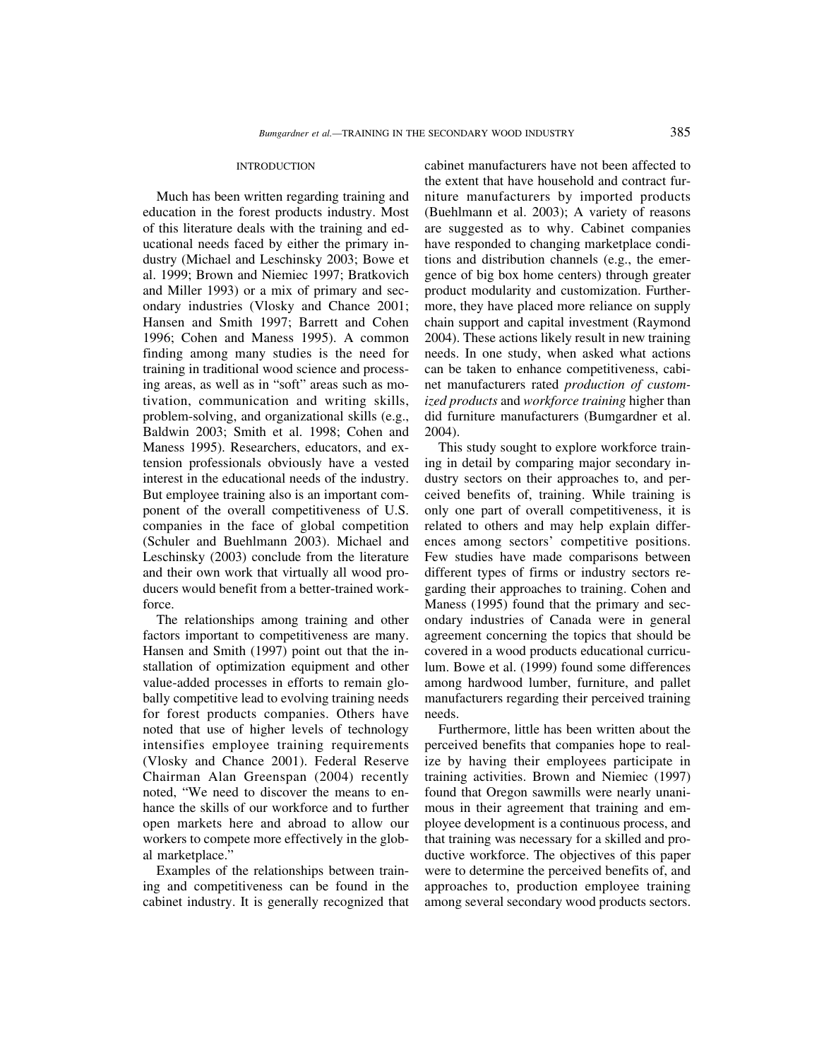## INTRODUCTION

Much has been written regarding training and education in the forest products industry. Most of this literature deals with the training and educational needs faced by either the primary industry (Michael and Leschinsky 2003; Bowe et al. 1999; Brown and Niemiec 1997; Bratkovich and Miller 1993) or a mix of primary and secondary industries (Vlosky and Chance 2001; Hansen and Smith 1997; Barrett and Cohen 1996; Cohen and Maness 1995). A common finding among many studies is the need for training in traditional wood science and processing areas, as well as in "soft" areas such as motivation, communication and writing skills, problem-solving, and organizational skills (e.g., Baldwin 2003; Smith et al. 1998; Cohen and Maness 1995). Researchers, educators, and extension professionals obviously have a vested interest in the educational needs of the industry. But employee training also is an important component of the overall competitiveness of U.S. companies in the face of global competition (Schuler and Buehlmann 2003). Michael and Leschinsky (2003) conclude from the literature and their own work that virtually all wood producers would benefit from a better-trained workforce.

The relationships among training and other factors important to competitiveness are many. Hansen and Smith (1997) point out that the installation of optimization equipment and other value-added processes in efforts to remain globally competitive lead to evolving training needs for forest products companies. Others have noted that use of higher levels of technology intensifies employee training requirements (Vlosky and Chance 2001). Federal Reserve Chairman Alan Greenspan (2004) recently noted, "We need to discover the means to enhance the skills of our workforce and to further open markets here and abroad to allow our workers to compete more effectively in the global marketplace."

Examples of the relationships between training and competitiveness can be found in the cabinet industry. It is generally recognized that cabinet manufacturers have not been affected to the extent that have household and contract furniture manufacturers by imported products (Buehlmann et al. 2003); A variety of reasons are suggested as to why. Cabinet companies have responded to changing marketplace conditions and distribution channels (e.g., the emergence of big box home centers) through greater product modularity and customization. Furthermore, they have placed more reliance on supply chain support and capital investment (Raymond 2004). These actions likely result in new training needs. In one study, when asked what actions can be taken to enhance competitiveness, cabinet manufacturers rated *production of customized products* and *workforce training* higher than did furniture manufacturers (Bumgardner et al. 2004).

This study sought to explore workforce training in detail by comparing major secondary industry sectors on their approaches to, and perceived benefits of, training. While training is only one part of overall competitiveness, it is related to others and may help explain differences among sectors' competitive positions. Few studies have made comparisons between different types of firms or industry sectors regarding their approaches to training. Cohen and Maness (1995) found that the primary and secondary industries of Canada were in general agreement concerning the topics that should be covered in a wood products educational curriculum. Bowe et al. (1999) found some differences among hardwood lumber, furniture, and pallet manufacturers regarding their perceived training needs.

Furthermore, little has been written about the perceived benefits that companies hope to realize by having their employees participate in training activities. Brown and Niemiec (1997) found that Oregon sawmills were nearly unanimous in their agreement that training and employee development is a continuous process, and that training was necessary for a skilled and productive workforce. The objectives of this paper were to determine the perceived benefits of, and approaches to, production employee training among several secondary wood products sectors.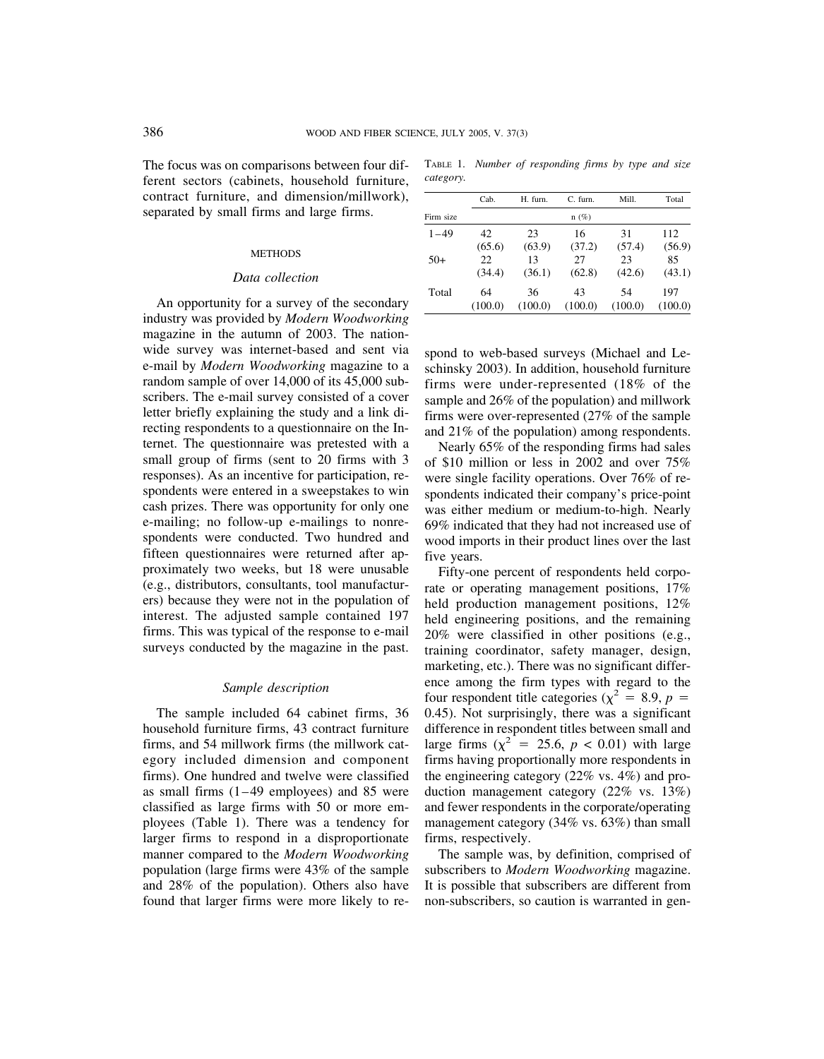The focus was on comparisons between four different sectors (cabinets, household furniture, contract furniture, and dimension/millwork), separated by small firms and large firms.

## METHODS

### *Data collection*

An opportunity for a survey of the secondary industry was provided by *Modern Woodworking* magazine in the autumn of 2003. The nationwide survey was internet-based and sent via e-mail by *Modern Woodworking* magazine to a random sample of over 14,000 of its 45,000 subscribers. The e-mail survey consisted of a cover letter briefly explaining the study and a link directing respondents to a questionnaire on the Internet. The questionnaire was pretested with a small group of firms (sent to 20 firms with 3 responses). As an incentive for participation, respondents were entered in a sweepstakes to win cash prizes. There was opportunity for only one e-mailing; no follow-up e-mailings to nonrespondents were conducted. Two hundred and fifteen questionnaires were returned after approximately two weeks, but 18 were unusable (e.g., distributors, consultants, tool manufacturers) because they were not in the population of interest. The adjusted sample contained 197 firms. This was typical of the response to e-mail surveys conducted by the magazine in the past.

### *Sample description*

The sample included 64 cabinet firms, 36 household furniture firms, 43 contract furniture firms, and 54 millwork firms (the millwork category included dimension and component firms). One hundred and twelve were classified as small firms (1–49 employees) and 85 were classified as large firms with 50 or more employees (Table 1). There was a tendency for larger firms to respond in a disproportionate manner compared to the *Modern Woodworking* population (large firms were 43% of the sample and 28% of the population). Others also have found that larger firms were more likely to respond to web-based surveys (Michael and Leschinsky 2003). In addition, household furniture firms were under-represented (18% of the sample and 26% of the population) and millwork firms were over-represented (27% of the sample and 21% of the population) among respondents.

TABLE 1. *Number of responding firms by type and size category.*

| | Cab. | H. furn. | C. furn. | Mill. | Total |
|---|---|---|---|---|---|
| Firm size | n (%) | | | | |
| 1–49 | 42 (65.6) | 23 (63.9) | 16 (37.2) | 31 (57.4) | 112 (56.9) |
| 50+ | 22 (34.4) | 13 (36.1) | 27 (62.8) | 23 (42.6) | 85 (43.1) |
| Total | 64 (100.0) | 36 (100.0) | 43 (100.0) | 54 (100.0) | 197 (100.0) |

Nearly 65% of the responding firms had sales of $10 million or less in 2002 and over 75% were single facility operations. Over 76% of respondents indicated their company's price-point was either medium or medium-to-high. Nearly 69% indicated that they had not increased use of wood imports in their product lines over the last five years.

Fifty-one percent of respondents held corporate or operating management positions, 17% held production management positions, 12% held engineering positions, and the remaining 20% were classified in other positions (e.g., training coordinator, safety manager, design, marketing, etc.). There was no significant difference among the firm types with regard to the four respondent title categories ($\chi^2 = 8.9$, $p = 0.45$). Not surprisingly, there was a significant difference in respondent titles between small and large firms ($\chi^2 = 25.6$, $p < 0.01$) with large firms having proportionally more respondents in the engineering category (22% vs. 4%) and production management category (22% vs. 13%) and fewer respondents in the corporate/operating management category (34% vs. 63%) than small firms, respectively.

The sample was, by definition, comprised of subscribers to *Modern Woodworking* magazine. It is possible that subscribers are different from non-subscribers, so caution is warranted in gen-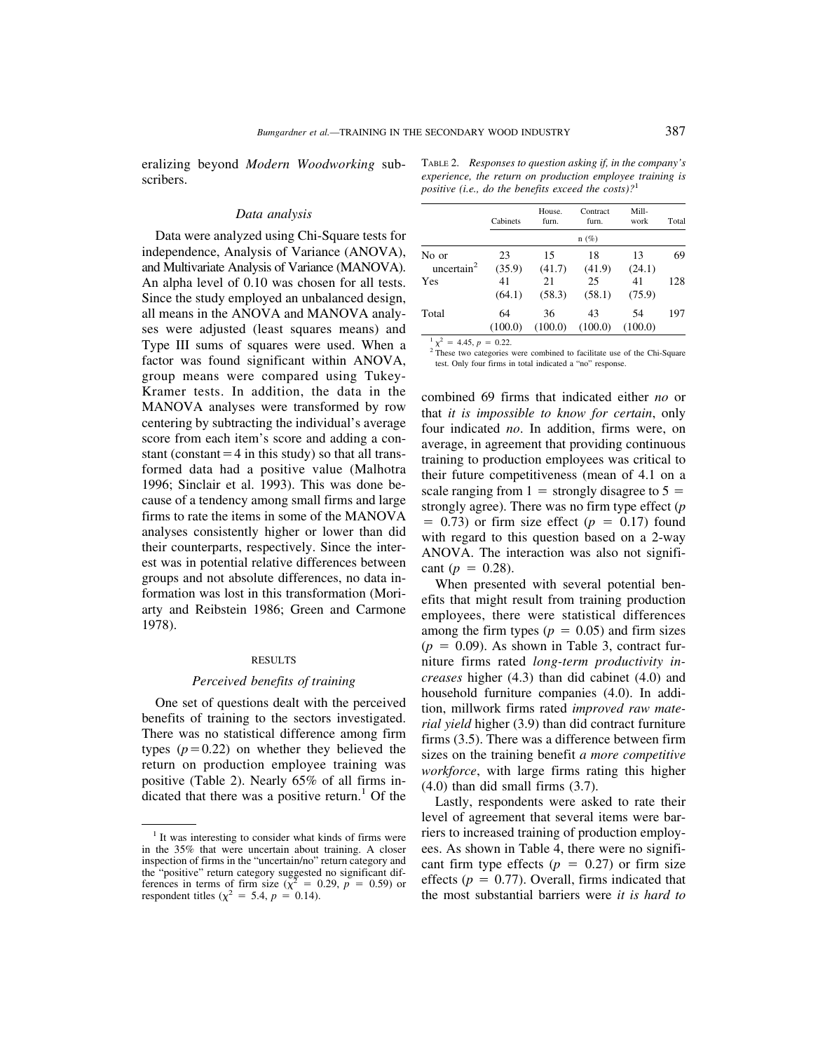eralizing beyond *Modern Woodworking* subscribers.

### *Data analysis*

Data were analyzed using Chi-Square tests for independence, Analysis of Variance (ANOVA), and Multivariate Analysis of Variance (MANOVA). An alpha level of 0.10 was chosen for all tests. Since the study employed an unbalanced design, all means in the ANOVA and MANOVA analyses were adjusted (least squares means) and Type III sums of squares were used. When a factor was found significant within ANOVA, group means were compared using Tukey-Kramer tests. In addition, the data in the MANOVA analyses were transformed by row centering by subtracting the individual's average score from each item's score and adding a constant (constant = 4 in this study) so that all transformed data had a positive value (Malhotra 1996; Sinclair et al. 1993). This was done because of a tendency among small firms and large firms to rate the items in some of the MANOVA analyses consistently higher or lower than did their counterparts, respectively. Since the interest was in potential relative differences between groups and not absolute differences, no data information was lost in this transformation (Moriarty and Reibstein 1986; Green and Carmone 1978).

## RESULTS

### *Perceived benefits of training*

One set of questions dealt with the perceived benefits of training to the sectors investigated. There was no statistical difference among firm types ($p = 0.22$) on whether they believed the return on production employee training was positive (Table 2). Nearly 65% of all firms indicated that there was a positive return.[1] Of the combined 69 firms that indicated either *no* or that *it is impossible to know for certain*, only four indicated *no*. In addition, firms were, on average, in agreement that providing continuous training to production employees was critical to their future competitiveness (mean of 4.1 on a scale ranging from 1 = strongly disagree to 5 = strongly agree). There was no firm type effect ($p = 0.73$) or firm size effect ($p = 0.17$) found with regard to this question based on a 2-way ANOVA. The interaction was also not significant ($p = 0.28$).

TABLE 2. *Responses to question asking if, in the company's experience, the return on production employee training is positive (i.e., do the benefits exceed the costs)?*[1]

| | Cabinets | House. furn. | Contract furn. | Mill-work | Total |
|---|---|---|---|---|---|
| | n (%) | | | | |
| No or uncertain[2] | 23 (35.9) | 15 (41.7) | 18 (41.9) | 13 (24.1) | 69 |
| Yes | 41 (64.1) | 21 (58.3) | 25 (58.1) | 41 (75.9) | 128 |
| Total | 64 (100.0) | 36 (100.0) | 43 (100.0) | 54 (100.0) | 197 |

[1] $\chi^2 = 4.45$, $p = 0.22$.
[2] These two categories were combined to facilitate use of the Chi-Square test. Only four firms in total indicated a "no" response.

When presented with several potential benefits that might result from training production employees, there were statistical differences among the firm types ($p = 0.05$) and firm sizes ($p = 0.09$). As shown in Table 3, contract furniture firms rated *long-term productivity increases* higher (4.3) than did cabinet (4.0) and household furniture companies (4.0). In addition, millwork firms rated *improved raw material yield* higher (3.9) than did contract furniture firms (3.5). There was a difference between firm sizes on the training benefit *a more competitive workforce*, with large firms rating this higher (4.0) than did small firms (3.7).

Lastly, respondents were asked to rate their level of agreement that several items were barriers to increased training of production employees. As shown in Table 4, there were no significant firm type effects ($p = 0.27$) or firm size effects ($p = 0.77$). Overall, firms indicated that the most substantial barriers were *it is hard to*

[1] It was interesting to consider what kinds of firms were in the 35% that were uncertain about training. A closer inspection of firms in the "uncertain/no" return category and the "positive" return category suggested no significant differences in terms of firm size ($\chi^2 = 0.29$, $p = 0.59$) or respondent titles ($\chi^2 = 5.4$, $p = 0.14$).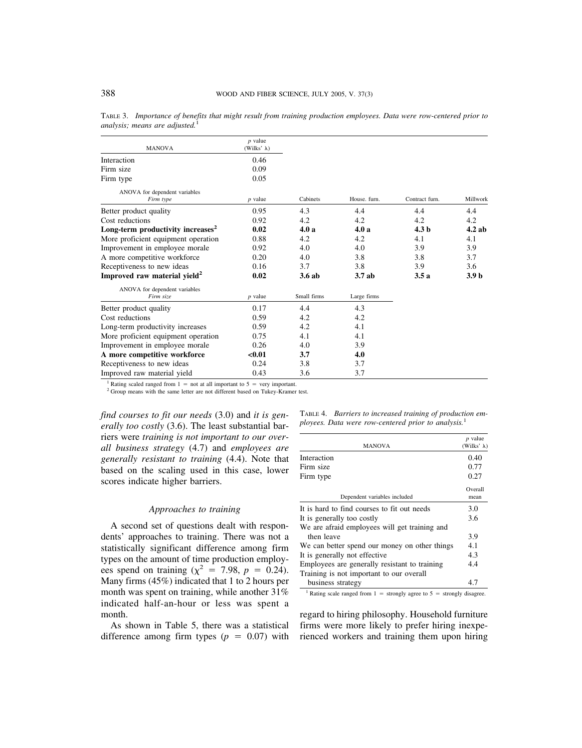TABLE 3. *Importance of benefits that might result from training production employees. Data were row-centered prior to analysis; means are adjusted.*[1]

| MANOVA | *p* value (Wilks' λ) | | | | |
|---|---|---|---|---|---|
| Interaction | 0.46 | | | | |
| Firm size | 0.09 | | | | |
| Firm type | 0.05 | | | | |
| ANOVA for dependent variables *Firm type* | *p* value | Cabinets | House. furn. | Contract furn. | Millwork |
| Better product quality | 0.95 | 4.3 | 4.4 | 4.4 | 4.4 |
| Cost reductions | 0.92 | 4.2 | 4.2 | 4.2 | 4.2 |
| **Long-term productivity increases**[2] | **0.02** | **4.0 a** | **4.0 a** | **4.3 b** | **4.2 ab** |
| More proficient equipment operation | 0.88 | 4.2 | 4.2 | 4.1 | 4.1 |
| Improvement in employee morale | 0.92 | 4.0 | 4.0 | 3.9 | 3.9 |
| A more competitive workforce | 0.20 | 4.0 | 3.8 | 3.8 | 3.7 |
| Receptiveness to new ideas | 0.16 | 3.7 | 3.8 | 3.9 | 3.6 |
| **Improved raw material yield**[2] | **0.02** | **3.6 ab** | **3.7 ab** | **3.5 a** | **3.9 b** |
| ANOVA for dependent variables *Firm size* | *p* value | Small firms | Large firms | | |
| Better product quality | 0.17 | 4.4 | 4.3 | | |
| Cost reductions | 0.59 | 4.2 | 4.2 | | |
| Long-term productivity increases | 0.59 | 4.2 | 4.1 | | |
| More proficient equipment operation | 0.75 | 4.1 | 4.1 | | |
| Improvement in employee morale | 0.26 | 4.0 | 3.9 | | |
| **A more competitive workforce** | **<0.01** | **3.7** | **4.0** | | |
| Receptiveness to new ideas | 0.24 | 3.8 | 3.7 | | |
| Improved raw material yield | 0.43 | 3.6 | 3.7 | | |

[1] Rating scaled ranged from 1 = not at all important to 5 = very important.
[2] Group means with the same letter are not different based on Tukey-Kramer test.

*find courses to fit our needs* (3.0) and *it is generally too costly* (3.6). The least substantial barriers were *training is not important to our overall business strategy* (4.7) and *employees are generally resistant to training* (4.4). Note that based on the scaling used in this case, lower scores indicate higher barriers.

### *Approaches to training*

A second set of questions dealt with respondents' approaches to training. There was not a statistically significant difference among firm types on the amount of time production employees spend on training ($\chi^2 = 7.98$, $p = 0.24$). Many firms (45%) indicated that 1 to 2 hours per month was spent on training, while another 31% indicated half-an-hour or less was spent a month.

As shown in Table 5, there was a statistical difference among firm types ($p = 0.07$) with regard to hiring philosophy. Household furniture firms were more likely to prefer hiring inexperienced workers and training them upon hiring

TABLE 4. *Barriers to increased training of production employees. Data were row-centered prior to analysis.*[1]

| MANOVA | *p* value (Wilks' λ) |
|---|---|
| Interaction | 0.40 |
| Firm size | 0.77 |
| Firm type | 0.27 |
| Dependent variables included | Overall mean |
| It is hard to find courses to fit out needs | 3.0 |
| It is generally too costly | 3.6 |
| We are afraid employees will get training and then leave | 3.9 |
| We can better spend our money on other things | 4.1 |
| It is generally not effective | 4.3 |
| Employees are generally resistant to training | 4.4 |
| Training is not important to our overall business strategy | 4.7 |

[1] Rating scale ranged from 1 = strongly agree to 5 = strongly disagree.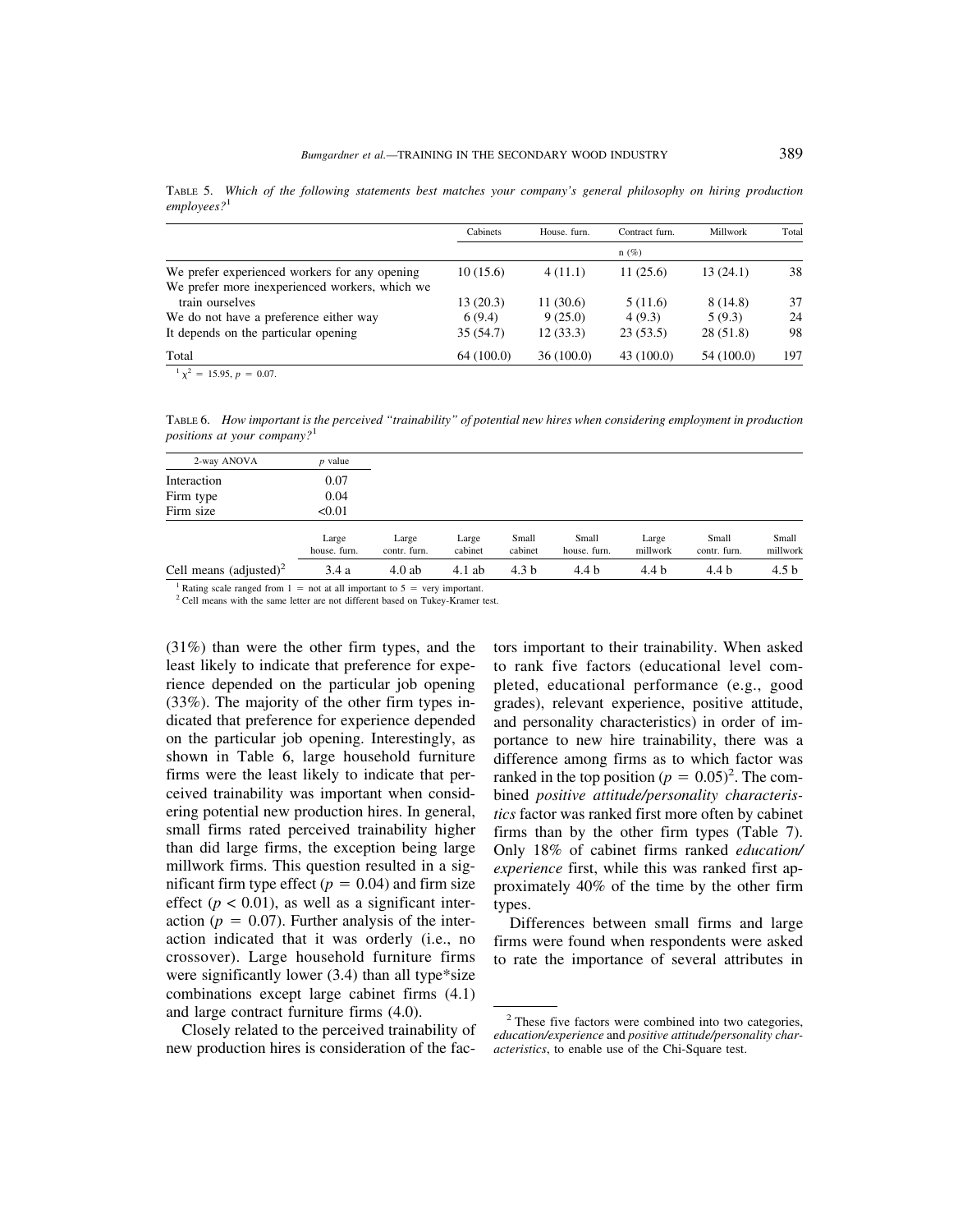TABLE 5. *Which of the following statements best matches your company's general philosophy on hiring production employees?*[1]

| | Cabinets | House. furn. | Contract furn. | Millwork | Total |
|---|---|---|---|---|---|
| | | | n (%) | | |
| We prefer experienced workers for any opening | 10 (15.6) | 4 (11.1) | 11 (25.6) | 13 (24.1) | 38 |
| We prefer more inexperienced workers, which we train ourselves | 13 (20.3) | 11 (30.6) | 5 (11.6) | 8 (14.8) | 37 |
| We do not have a preference either way | 6 (9.4) | 9 (25.0) | 4 (9.3) | 5 (9.3) | 24 |
| It depends on the particular opening | 35 (54.7) | 12 (33.3) | 23 (53.5) | 28 (51.8) | 98 |
| Total | 64 (100.0) | 36 (100.0) | 43 (100.0) | 54 (100.0) | 197 |

[1] $\chi^2 = 15.95$, $p = 0.07$.

TABLE 6. *How important is the perceived "trainability" of potential new hires when considering employment in production positions at your company?*[1]

| 2-way ANOVA | *p* value |
|---|---|
| Interaction | 0.07 |
| Firm type | 0.04 |
| Firm size | <0.01 |

| | Large house. furn. | Large contr. furn. | Large cabinet | Small cabinet | Small house. furn. | Large millwork | Small contr. furn. | Small millwork |
|---|---|---|---|---|---|---|---|---|
| Cell means (adjusted)[2] | 3.4 a | 4.0 ab | 4.1 ab | 4.3 b | 4.4 b | 4.4 b | 4.4 b | 4.5 b |

[1] Rating scale ranged from 1 = not at all important to 5 = very important.
[2] Cell means with the same letter are not different based on Tukey-Kramer test.

(31%) than were the other firm types, and the least likely to indicate that preference for experience depended on the particular job opening (33%). The majority of the other firm types indicated that preference for experience depended on the particular job opening. Interestingly, as shown in Table 6, large household furniture firms were the least likely to indicate that perceived trainability was important when considering potential new production hires. In general, small firms rated perceived trainability higher than did large firms, the exception being large millwork firms. This question resulted in a significant firm type effect ($p = 0.04$) and firm size effect ($p < 0.01$), as well as a significant interaction ($p = 0.07$). Further analysis of the interaction indicated that it was orderly (i.e., no crossover). Large household furniture firms were significantly lower (3.4) than all type*size combinations except large cabinet firms (4.1) and large contract furniture firms (4.0).

Closely related to the perceived trainability of new production hires is consideration of the factors important to their trainability. When asked to rank five factors (educational level completed, educational performance (e.g., good grades), relevant experience, positive attitude, and personality characteristics) in order of importance to new hire trainability, there was a difference among firms as to which factor was ranked in the top position ($p = 0.05$)[2]. The combined *positive attitude/personality characteristics* factor was ranked first more often by cabinet firms than by the other firm types (Table 7). Only 18% of cabinet firms ranked *education/experience* first, while this was ranked first approximately 40% of the time by the other firm types.

Differences between small firms and large firms were found when respondents were asked to rate the importance of several attributes in

[2] These five factors were combined into two categories, *education/experience* and *positive attitude/personality characteristics*, to enable use of the Chi-Square test.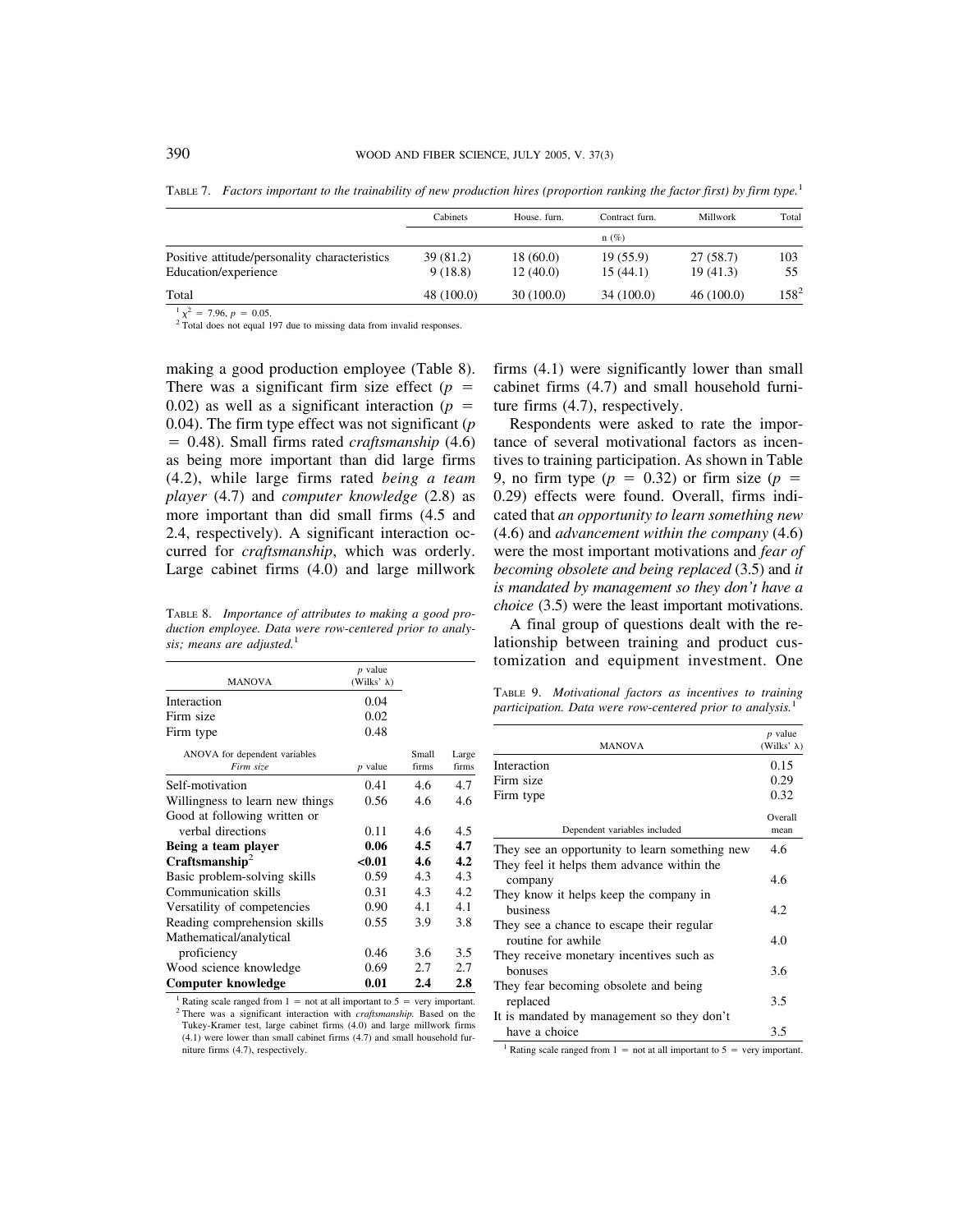TABLE 7. *Factors important to the trainability of new production hires (proportion ranking the factor first) by firm type.*[1]

| | Cabinets | House. furn. | Contract furn. | Millwork | Total |
|---|---|---|---|---|---|
| | | | n (%) | | |
| Positive attitude/personality characteristics | 39 (81.2) | 18 (60.0) | 19 (55.9) | 27 (58.7) | 103 |
| Education/experience | 9 (18.8) | 12 (40.0) | 15 (44.1) | 19 (41.3) | 55 |
| Total | 48 (100.0) | 30 (100.0) | 34 (100.0) | 46 (100.0) | 158[2] |

[1] $\chi^2 = 7.96$, $p = 0.05$.
[2] Total does not equal 197 due to missing data from invalid responses.

making a good production employee (Table 8). There was a significant firm size effect ($p = 0.02$) as well as a significant interaction ($p = 0.04$). The firm type effect was not significant ($p = 0.48$). Small firms rated *craftsmanship* (4.6) as being more important than did large firms (4.2), while large firms rated *being a team player* (4.7) and *computer knowledge* (2.8) as more important than did small firms (4.5 and 2.4, respectively). A significant interaction occurred for *craftsmanship*, which was orderly. Large cabinet firms (4.0) and large millwork firms (4.1) were significantly lower than small cabinet firms (4.7) and small household furniture firms (4.7), respectively.

TABLE 8. *Importance of attributes to making a good production employee. Data were row-centered prior to analysis; means are adjusted.*[1]

| MANOVA | *p* value (Wilks' λ) | | |
|---|---|---|---|
| Interaction | 0.04 | | |
| Firm size | 0.02 | | |
| Firm type | 0.48 | | |
| ANOVA for dependent variables *Firm size* | *p* value | Small firms | Large firms |
| Self-motivation | 0.41 | 4.6 | 4.7 |
| Willingness to learn new things | 0.56 | 4.6 | 4.6 |
| Good at following written or verbal directions | 0.11 | 4.6 | 4.5 |
| **Being a team player** | **0.06** | **4.5** | **4.7** |
| **Craftsmanship**[2] | **<0.01** | **4.6** | **4.2** |
| Basic problem-solving skills | 0.59 | 4.3 | 4.3 |
| Communication skills | 0.31 | 4.3 | 4.2 |
| Versatility of competencies | 0.90 | 4.1 | 4.1 |
| Reading comprehension skills | 0.55 | 3.9 | 3.8 |
| Mathematical/analytical proficiency | 0.46 | 3.6 | 3.5 |
| Wood science knowledge | 0.69 | 2.7 | 2.7 |
| **Computer knowledge** | **0.01** | **2.4** | **2.8** |

[1] Rating scale ranged from 1 = not at all important to 5 = very important.
[2] There was a significant interaction with *craftsmanship*. Based on the Tukey-Kramer test, large cabinet firms (4.0) and large millwork firms (4.1) were lower than small cabinet firms (4.7) and small household furniture firms (4.7), respectively.

Respondents were asked to rate the importance of several motivational factors as incentives to training participation. As shown in Table 9, no firm type ($p = 0.32$) or firm size ($p = 0.29$) effects were found. Overall, firms indicated that *an opportunity to learn something new* (4.6) and *advancement within the company* (4.6) were the most important motivations and *fear of becoming obsolete and being replaced* (3.5) and *it is mandated by management so they don't have a choice* (3.5) were the least important motivations.

A final group of questions dealt with the relationship between training and product customization and equipment investment. One

TABLE 9. *Motivational factors as incentives to training participation. Data were row-centered prior to analysis.*[1]

| MANOVA | *p* value (Wilks' λ) |
|---|---|
| Interaction | 0.15 |
| Firm size | 0.29 |
| Firm type | 0.32 |
| Dependent variables included | Overall mean |
| They see an opportunity to learn something new | 4.6 |
| They feel it helps them advance within the company | 4.6 |
| They know it helps keep the company in business | 4.2 |
| They see a chance to escape their regular routine for awhile | 4.0 |
| They receive monetary incentives such as bonuses | 3.6 |
| They fear becoming obsolete and being replaced | 3.5 |
| It is mandated by management so they don't have a choice | 3.5 |

[1] Rating scale ranged from 1 = not at all important to 5 = very important.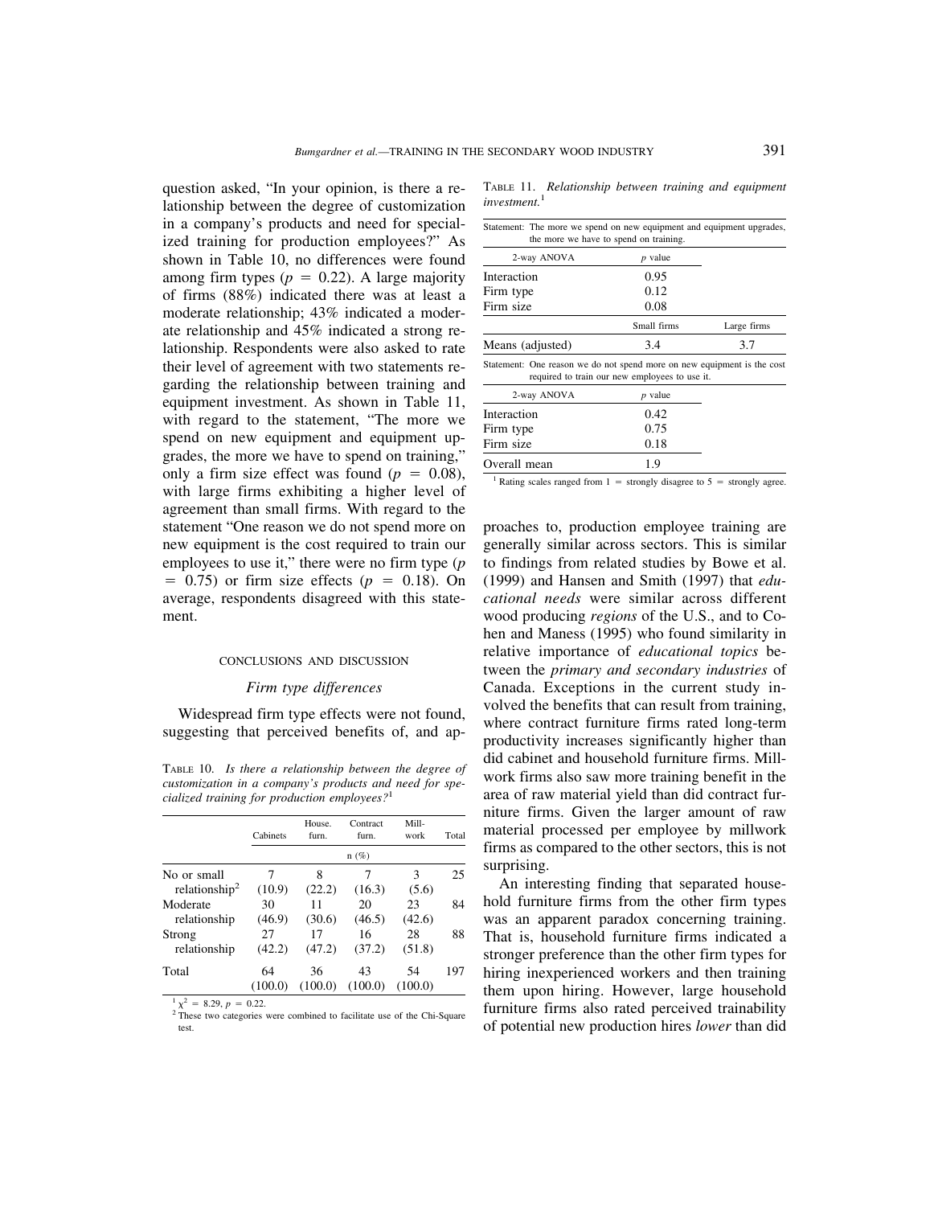question asked, "In your opinion, is there a relationship between the degree of customization in a company's products and need for specialized training for production employees?" As shown in Table 10, no differences were found among firm types ($p = 0.22$). A large majority of firms (88%) indicated there was at least a moderate relationship; 43% indicated a moderate relationship and 45% indicated a strong relationship. Respondents were also asked to rate their level of agreement with two statements regarding the relationship between training and equipment investment. As shown in Table 11, with regard to the statement, "The more we spend on new equipment and equipment upgrades, the more we have to spend on training," only a firm size effect was found ($p = 0.08$), with large firms exhibiting a higher level of agreement than small firms. With regard to the statement "One reason we do not spend more on new equipment is the cost required to train our employees to use it," there were no firm type ($p = 0.75$) or firm size effects ($p = 0.18$). On average, respondents disagreed with this statement.

## CONCLUSIONS AND DISCUSSION

### *Firm type differences*

Widespread firm type effects were not found, suggesting that perceived benefits of, and approaches to, production employee training are generally similar across sectors. This is similar to findings from related studies by Bowe et al. (1999) and Hansen and Smith (1997) that *educational needs* were similar across different wood producing *regions* of the U.S., and to Cohen and Maness (1995) who found similarity in relative importance of *educational topics* between the *primary and secondary industries* of Canada. Exceptions in the current study involved the benefits that can result from training, where contract furniture firms rated long-term productivity increases significantly higher than did cabinet and household furniture firms. Millwork firms also saw more training benefit in the area of raw material yield than did contract furniture firms. Given the larger amount of raw material processed per employee by millwork firms as compared to the other sectors, this is not surprising.

An interesting finding that separated household furniture firms from the other firm types was an apparent paradox concerning training. That is, household furniture firms indicated a stronger preference than the other firm types for hiring inexperienced workers and then training them upon hiring. However, large household furniture firms also rated perceived trainability of potential new production hires *lower* than did

TABLE 10. *Is there a relationship between the degree of customization in a company's products and need for specialized training for production employees?*[1]

| | Cabinets | House. furn. | Contract furn. | Mill-work | Total |
|---|---|---|---|---|---|
| | n (%) | | | | |
| No or small relationship[2] | 7 (10.9) | 8 (22.2) | 7 (16.3) | 3 (5.6) | 25 |
| Moderate relationship | 30 (46.9) | 11 (30.6) | 20 (46.5) | 23 (42.6) | 84 |
| Strong relationship | 27 (42.2) | 17 (47.2) | 16 (37.2) | 28 (51.8) | 88 |
| Total | 64 (100.0) | 36 (100.0) | 43 (100.0) | 54 (100.0) | 197 |

[1] $\chi^2 = 8.29$, $p = 0.22$.
[2] These two categories were combined to facilitate use of the Chi-Square test.

TABLE 11. *Relationship between training and equipment investment.*[1]

Statement: The more we spend on new equipment and equipment upgrades, the more we have to spend on training.

| 2-way ANOVA | *p* value | |
|---|---|---|
| Interaction | 0.95 | |
| Firm type | 0.12 | |
| Firm size | 0.08 | |
| | Small firms | Large firms |
| Means (adjusted) | 3.4 | 3.7 |

Statement: One reason we do not spend more on new equipment is the cost required to train our new employees to use it.

| 2-way ANOVA | *p* value |
|---|---|
| Interaction | 0.42 |
| Firm type | 0.75 |
| Firm size | 0.18 |
| Overall mean | 1.9 |

[1] Rating scales ranged from 1 = strongly disagree to 5 = strongly agree.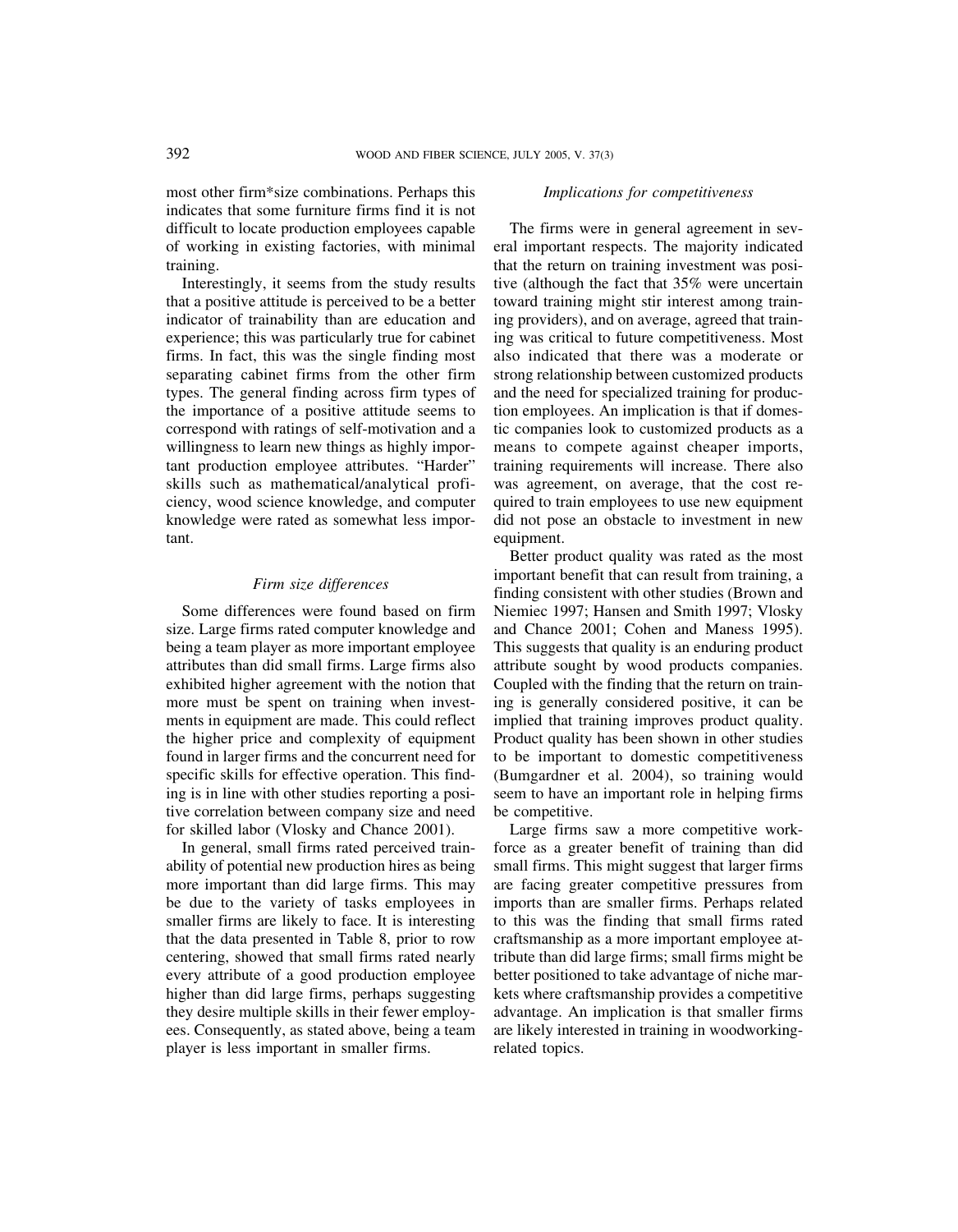most other firm*size combinations. Perhaps this indicates that some furniture firms find it is not difficult to locate production employees capable of working in existing factories, with minimal training.

Interestingly, it seems from the study results that a positive attitude is perceived to be a better indicator of trainability than are education and experience; this was particularly true for cabinet firms. In fact, this was the single finding most separating cabinet firms from the other firm types. The general finding across firm types of the importance of a positive attitude seems to correspond with ratings of self-motivation and a willingness to learn new things as highly important production employee attributes. "Harder" skills such as mathematical/analytical proficiency, wood science knowledge, and computer knowledge were rated as somewhat less important.

### *Firm size differences*

Some differences were found based on firm size. Large firms rated computer knowledge and being a team player as more important employee attributes than did small firms. Large firms also exhibited higher agreement with the notion that more must be spent on training when investments in equipment are made. This could reflect the higher price and complexity of equipment found in larger firms and the concurrent need for specific skills for effective operation. This finding is in line with other studies reporting a positive correlation between company size and need for skilled labor (Vlosky and Chance 2001).

In general, small firms rated perceived trainability of potential new production hires as being more important than did large firms. This may be due to the variety of tasks employees in smaller firms are likely to face. It is interesting that the data presented in Table 8, prior to row centering, showed that small firms rated nearly every attribute of a good production employee higher than did large firms, perhaps suggesting they desire multiple skills in their fewer employees. Consequently, as stated above, being a team player is less important in smaller firms.

### *Implications for competitiveness*

The firms were in general agreement in several important respects. The majority indicated that the return on training investment was positive (although the fact that 35% were uncertain toward training might stir interest among training providers), and on average, agreed that training was critical to future competitiveness. Most also indicated that there was a moderate or strong relationship between customized products and the need for specialized training for production employees. An implication is that if domestic companies look to customized products as a means to compete against cheaper imports, training requirements will increase. There also was agreement, on average, that the cost required to train employees to use new equipment did not pose an obstacle to investment in new equipment.

Better product quality was rated as the most important benefit that can result from training, a finding consistent with other studies (Brown and Niemiec 1997; Hansen and Smith 1997; Vlosky and Chance 2001; Cohen and Maness 1995). This suggests that quality is an enduring product attribute sought by wood products companies. Coupled with the finding that the return on training is generally considered positive, it can be implied that training improves product quality. Product quality has been shown in other studies to be important to domestic competitiveness (Bumgardner et al. 2004), so training would seem to have an important role in helping firms be competitive.

Large firms saw a more competitive workforce as a greater benefit of training than did small firms. This might suggest that larger firms are facing greater competitive pressures from imports than are smaller firms. Perhaps related to this was the finding that small firms rated craftsmanship as a more important employee attribute than did large firms; small firms might be better positioned to take advantage of niche markets where craftsmanship provides a competitive advantage. An implication is that smaller firms are likely interested in training in woodworking-related topics.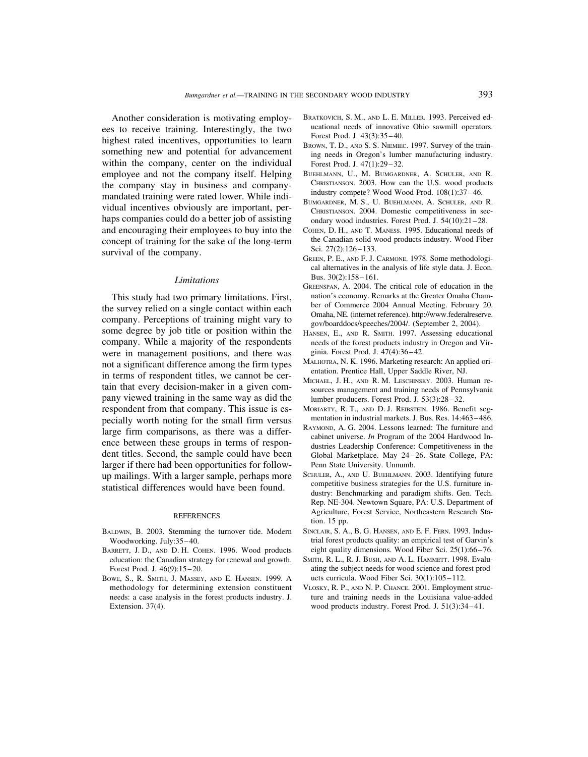Another consideration is motivating employees to receive training. Interestingly, the two highest rated incentives, opportunities to learn something new and potential for advancement within the company, center on the individual employee and not the company itself. Helping the company stay in business and company-mandated training were rated lower. While individual incentives obviously are important, perhaps companies could do a better job of assisting and encouraging their employees to buy into the concept of training for the sake of the long-term survival of the company.

### *Limitations*

This study had two primary limitations. First, the survey relied on a single contact within each company. Perceptions of training might vary to some degree by job title or position within the company. While a majority of the respondents were in management positions, and there was not a significant difference among the firm types in terms of respondent titles, we cannot be certain that every decision-maker in a given company viewed training in the same way as did the respondent from that company. This issue is especially worth noting for the small firm versus large firm comparisons, as there was a difference between these groups in terms of respondent titles. Second, the sample could have been larger if there had been opportunities for follow-up mailings. With a larger sample, perhaps more statistical differences would have been found.

## REFERENCES

Baldwin, B. 2003. Stemming the turnover tide. Modern Woodworking. July:35–40.

Barrett, J. D., and D. H. Cohen. 1996. Wood products education: the Canadian strategy for renewal and growth. Forest Prod. J. 46(9):15–20.

Bowe, S., R. Smith, J. Massey, and E. Hansen. 1999. A methodology for determining extension constituent needs: a case analysis in the forest products industry. J. Extension. 37(4).

Bratkovich, S. M., and L. E. Miller. 1993. Perceived educational needs of innovative Ohio sawmill operators. Forest Prod. J. 43(3):35–40.

Brown, T. D., and S. S. Niemiec. 1997. Survey of the training needs in Oregon's lumber manufacturing industry. Forest Prod. J. 47(1):29–32.

Buehlmann, U., M. Bumgardner, A. Schuler, and R. Christianson. 2003. How can the U.S. wood products industry compete? Wood Wood Prod. 108(1):37–46.

Bumgardner, M. S., U. Buehlmann, A. Schuler, and R. Christianson. 2004. Domestic competitiveness in secondary wood industries. Forest Prod. J. 54(10):21–28.

Cohen, D. H., and T. Maness. 1995. Educational needs of the Canadian solid wood products industry. Wood Fiber Sci. 27(2):126–133.

Green, P. E., and F. J. Carmone. 1978. Some methodological alternatives in the analysis of life style data. J. Econ. Bus. 30(2):158–161.

Greenspan, A. 2004. The critical role of education in the nation's economy. Remarks at the Greater Omaha Chamber of Commerce 2004 Annual Meeting. February 20. Omaha, NE. (internet reference). http://www.federalreserve.gov/boarddocs/speeches/2004/. (September 2, 2004).

Hansen, E., and R. Smith. 1997. Assessing educational needs of the forest products industry in Oregon and Virginia. Forest Prod. J. 47(4):36–42.

Malhotra, N. K. 1996. Marketing research: An applied orientation. Prentice Hall, Upper Saddle River, NJ.

Michael, J. H., and R. M. Leschinsky. 2003. Human resources management and training needs of Pennsylvania lumber producers. Forest Prod. J. 53(3):28–32.

Moriarty, R. T., and D. J. Reibstein. 1986. Benefit segmentation in industrial markets. J. Bus. Res. 14:463–486.

Raymond, A. G. 2004. Lessons learned: The furniture and cabinet universe. *In* Program of the 2004 Hardwood Industries Leadership Conference: Competitiveness in the Global Marketplace. May 24–26. State College, PA: Penn State University. Unnumb.

Schuler, A., and U. Buehlmann. 2003. Identifying future competitive business strategies for the U.S. furniture industry: Benchmarking and paradigm shifts. Gen. Tech. Rep. NE-304. Newtown Square, PA: U.S. Department of Agriculture, Forest Service, Northeastern Research Station. 15 pp.

Sinclair, S. A., B. G. Hansen, and E. F. Fern. 1993. Industrial forest products quality: an empirical test of Garvin's eight quality dimensions. Wood Fiber Sci. 25(1):66–76.

Smith, R. L., R. J. Bush, and A. L. Hammett. 1998. Evaluating the subject needs for wood science and forest products curricula. Wood Fiber Sci. 30(1):105–112.

Vlosky, R. P., and N. P. Chance. 2001. Employment structure and training needs in the Louisiana value-added wood products industry. Forest Prod. J. 51(3):34–41.